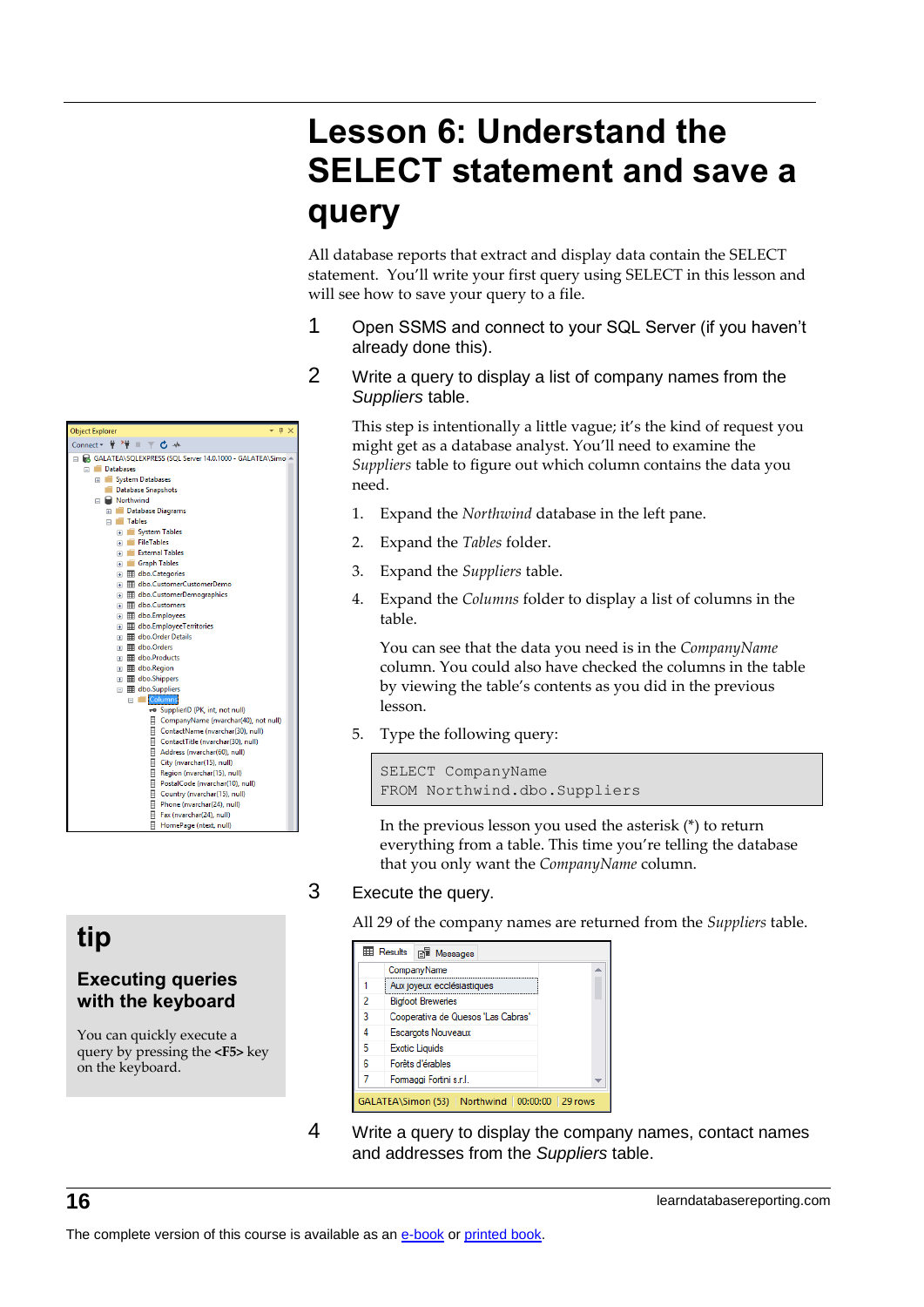# Lesson 6: Understand the SELECT statement and save a query

All database reports that extract and display data contain the SELECT statement. You'll write your first query using SELECT in this lesson and will see how to save your query to a file.

1 Open SSMS and connect to your SQL Server (if you haven't already done this).

2 Write a query to display a list of company names from the *Suppliers* table.

This step is intentionally a little vague; it's the kind of request you might get as a database analyst. You'll need to examine the *Suppliers* table to figure out which column contains the data you need.

1. Expand the *Northwind* database in the left pane.
2. Expand the *Tables* folder.
3. Expand the *Suppliers* table.
4. Expand the *Columns* folder to display a list of columns in the table.

   You can see that the data you need is in the *CompanyName* column. You could also have checked the columns in the table by viewing the table's contents as you did in the previous lesson.

5. Type the following query:

```
SELECT CompanyName
FROM Northwind.dbo.Suppliers
```

In the previous lesson you used the asterisk (*) to return everything from a table. This time you're telling the database that you only want the *CompanyName* column.

3 Execute the query.

All 29 of the company names are returned from the *Suppliers* table.

| | CompanyName |
|---|---|
| 1 | Aux joyeux ecclésiastiques |
| 2 | Bigfoot Breweries |
| 3 | Cooperativa de Quesos 'Las Cabras' |
| 4 | Escargots Nouveaux |
| 5 | Exotic Liquids |
| 6 | Forêts d'érables |
| 7 | Formaggi Fortini s.r.l. |

GALATEA\Simon (53) | Northwind | 00:00:00 | 29 rows

4 Write a query to display the company names, contact names and addresses from the *Suppliers* table.

## tip

### Executing queries with the keyboard

You can quickly execute a query by pressing the **<F5>** key on the keyboard.

The complete version of this course is available as an e-book or printed book.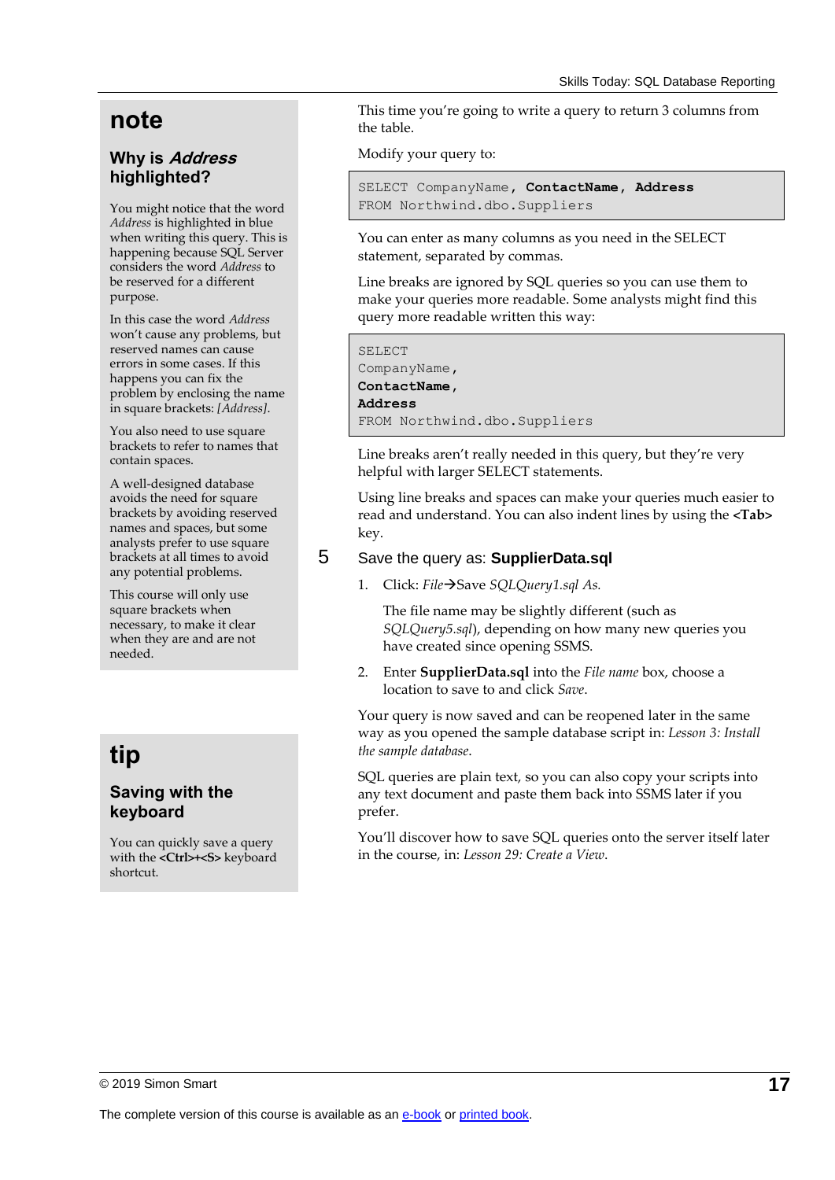## note

### Why is *Address* highlighted?

You might notice that the word *Address* is highlighted in blue when writing this query. This is happening because SQL Server considers the word *Address* to be reserved for a different purpose.

In this case the word *Address* won't cause any problems, but reserved names can cause errors in some cases. If this happens you can fix the problem by enclosing the name in square brackets: *[Address]*.

You also need to use square brackets to refer to names that contain spaces.

A well-designed database avoids the need for square brackets by avoiding reserved names and spaces, but some analysts prefer to use square brackets at all times to avoid any potential problems.

This course will only use square brackets when necessary, to make it clear when they are and are not needed.

## tip

### Saving with the keyboard

You can quickly save a query with the **<Ctrl>+<S>** keyboard shortcut.

---

This time you're going to write a query to return 3 columns from the table.

Modify your query to:

```
SELECT CompanyName, ContactName, Address
FROM Northwind.dbo.Suppliers
```

You can enter as many columns as you need in the SELECT statement, separated by commas.

Line breaks are ignored by SQL queries so you can use them to make your queries more readable. Some analysts might find this query more readable written this way:

```
SELECT
CompanyName,
ContactName,
Address
FROM Northwind.dbo.Suppliers
```

Line breaks aren't really needed in this query, but they're very helpful with larger SELECT statements.

Using line breaks and spaces can make your queries much easier to read and understand. You can also indent lines by using the **<Tab>** key.

5 Save the query as: **SupplierData.sql**

1. Click: *File*→Save *SQLQuery1.sql As.*

   The file name may be slightly different (such as *SQLQuery5.sql*), depending on how many new queries you have created since opening SSMS.

2. Enter **SupplierData.sql** into the *File name* box, choose a location to save to and click *Save*.

Your query is now saved and can be reopened later in the same way as you opened the sample database script in: *Lesson 3: Install the sample database*.

SQL queries are plain text, so you can also copy your scripts into any text document and paste them back into SSMS later if you prefer.

You'll discover how to save SQL queries onto the server itself later in the course, in: *Lesson 29: Create a View*.

The complete version of this course is available as an e-book or printed book.